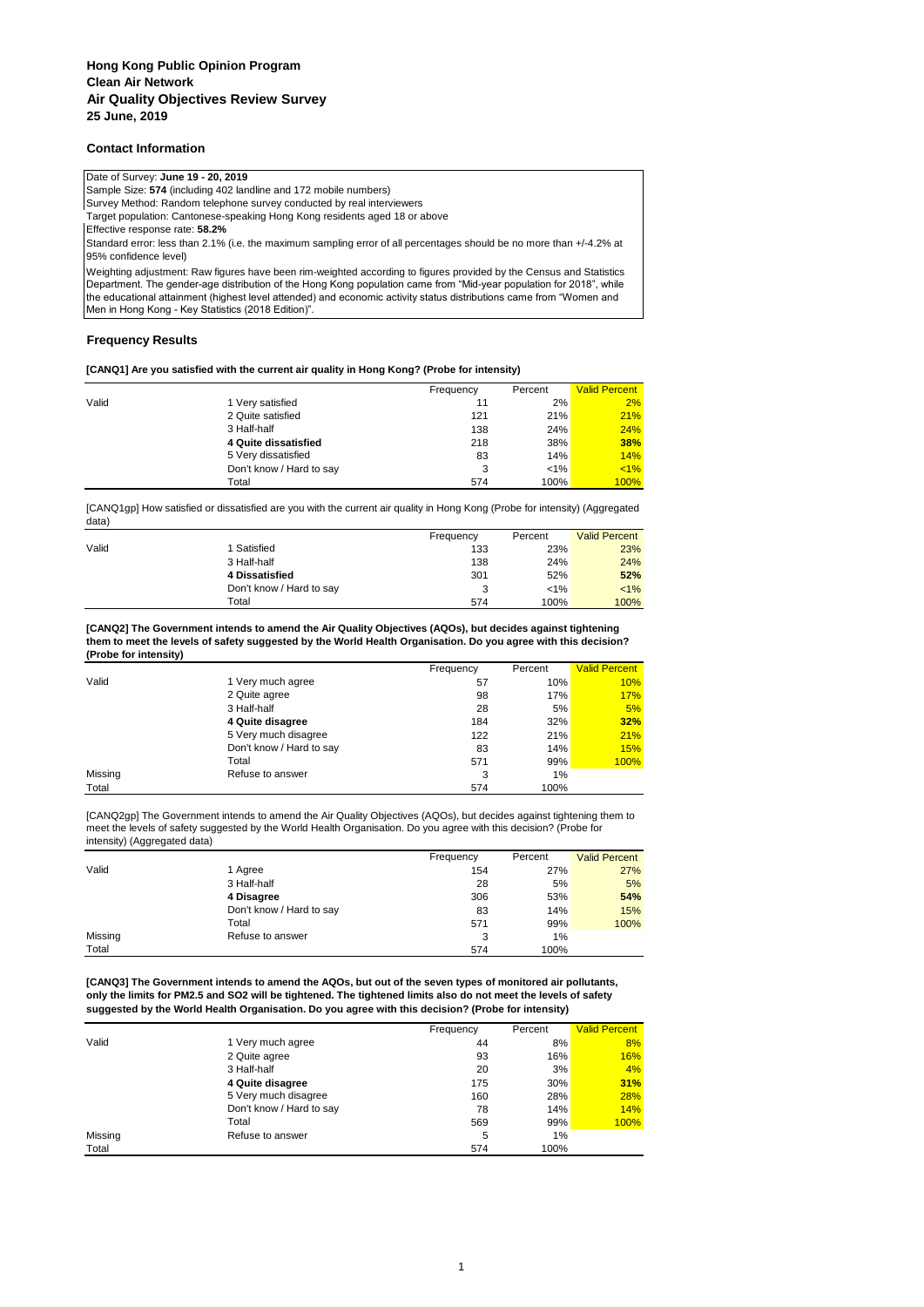# Hong Kong Public Opinion Program
# Clean Air Network
# Air Quality Objectives Review Survey
# 25 June, 2019

## Contact Information

Date of Survey: **June 19 - 20, 2019**

Sample Size: **574** (including 402 landline and 172 mobile numbers)

Survey Method: Random telephone survey conducted by real interviewers

Target population: Cantonese-speaking Hong Kong residents aged 18 or above

Effective response rate: **58.2%**

Standard error: less than 2.1% (i.e. the maximum sampling error of all percentages should be no more than +/-4.2% at 95% confidence level)

Weighting adjustment: Raw figures have been rim-weighted according to figures provided by the Census and Statistics Department. The gender-age distribution of the Hong Kong population came from "Mid-year population for 2018", while the educational attainment (highest level attended) and economic activity status distributions came from "Women and Men in Hong Kong - Key Statistics (2018 Edition)".

## Frequency Results

**[CANQ1] Are you satisfied with the current air quality in Hong Kong? (Probe for intensity)**

| | | Frequency | Percent | Valid Percent |
|---|---|---|---|---|
| Valid | 1 Very satisfied | 11 | 2% | 2% |
| | 2 Quite satisfied | 121 | 21% | 21% |
| | 3 Half-half | 138 | 24% | 24% |
| | **4 Quite dissatisfied** | 218 | 38% | **38%** |
| | 5 Very dissatisfied | 83 | 14% | 14% |
| | Don't know / Hard to say | 3 | <1% | <1% |
| | Total | 574 | 100% | 100% |

[CANQ1gp] How satisfied or dissatisfied are you with the current air quality in Hong Kong (Probe for intensity) (Aggregated data)

| | | Frequency | Percent | Valid Percent |
|---|---|---|---|---|
| Valid | 1 Satisfied | 133 | 23% | 23% |
| | 3 Half-half | 138 | 24% | 24% |
| | **4 Dissatisfied** | 301 | 52% | **52%** |
| | Don't know / Hard to say | 3 | <1% | <1% |
| | Total | 574 | 100% | 100% |

**[CANQ2] The Government intends to amend the Air Quality Objectives (AQOs), but decides against tightening them to meet the levels of safety suggested by the World Health Organisation. Do you agree with this decision? (Probe for intensity)**

| | | Frequency | Percent | Valid Percent |
|---|---|---|---|---|
| Valid | 1 Very much agree | 57 | 10% | 10% |
| | 2 Quite agree | 98 | 17% | 17% |
| | 3 Half-half | 28 | 5% | 5% |
| | **4 Quite disagree** | 184 | 32% | **32%** |
| | 5 Very much disagree | 122 | 21% | 21% |
| | Don't know / Hard to say | 83 | 14% | 15% |
| | Total | 571 | 99% | 100% |
| Missing | Refuse to answer | 3 | 1% | |
| Total | | 574 | 100% | |

[CANQ2gp] The Government intends to amend the Air Quality Objectives (AQOs), but decides against tightening them to meet the levels of safety suggested by the World Health Organisation. Do you agree with this decision? (Probe for intensity) (Aggregated data)

| | | Frequency | Percent | Valid Percent |
|---|---|---|---|---|
| Valid | 1 Agree | 154 | 27% | 27% |
| | 3 Half-half | 28 | 5% | 5% |
| | **4 Disagree** | 306 | 53% | **54%** |
| | Don't know / Hard to say | 83 | 14% | 15% |
| | Total | 571 | 99% | 100% |
| Missing | Refuse to answer | 3 | 1% | |
| Total | | 574 | 100% | |

**[CANQ3] The Government intends to amend the AQOs, but out of the seven types of monitored air pollutants, only the limits for PM2.5 and SO2 will be tightened. The tightened limits also do not meet the levels of safety suggested by the World Health Organisation. Do you agree with this decision? (Probe for intensity)**

| | | Frequency | Percent | Valid Percent |
|---|---|---|---|---|
| Valid | 1 Very much agree | 44 | 8% | 8% |
| | 2 Quite agree | 93 | 16% | 16% |
| | 3 Half-half | 20 | 3% | 4% |
| | **4 Quite disagree** | 175 | 30% | **31%** |
| | 5 Very much disagree | 160 | 28% | 28% |
| | Don't know / Hard to say | 78 | 14% | 14% |
| | Total | 569 | 99% | 100% |
| Missing | Refuse to answer | 5 | 1% | |
| Total | | 574 | 100% | |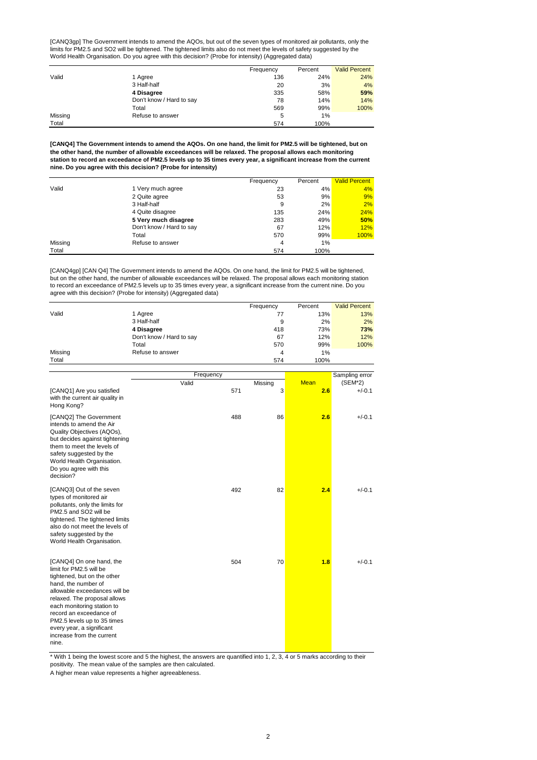[CANQ3gp] The Government intends to amend the AQOs, but out of the seven types of monitored air pollutants, only the limits for PM2.5 and SO2 will be tightened. The tightened limits also do not meet the levels of safety suggested by the World Health Organisation. Do you agree with this decision? (Probe for intensity) (Aggregated data)

| | | Frequency | Percent | Valid Percent |
|---|---|---|---|---|
| Valid | 1 Agree | 136 | 24% | 24% |
| | 3 Half-half | 20 | 3% | 4% |
| | **4 Disagree** | 335 | 58% | **59%** |
| | Don't know / Hard to say | 78 | 14% | 14% |
| | Total | 569 | 99% | 100% |
| Missing | Refuse to answer | 5 | 1% | |
| Total | | 574 | 100% | |

**[CANQ4] The Government intends to amend the AQOs. On one hand, the limit for PM2.5 will be tightened, but on the other hand, the number of allowable exceedances will be relaxed. The proposal allows each monitoring station to record an exceedance of PM2.5 levels up to 35 times every year, a significant increase from the current nine. Do you agree with this decision? (Probe for intensity)**

| | | Frequency | Percent | Valid Percent |
|---|---|---|---|---|
| Valid | 1 Very much agree | 23 | 4% | 4% |
| | 2 Quite agree | 53 | 9% | 9% |
| | 3 Half-half | 9 | 2% | 2% |
| | 4 Quite disagree | 135 | 24% | 24% |
| | **5 Very much disagree** | 283 | 49% | **50%** |
| | Don't know / Hard to say | 67 | 12% | 12% |
| | Total | 570 | 99% | 100% |
| Missing | Refuse to answer | 4 | 1% | |
| Total | | 574 | 100% | |

[CANQ4gp] [CAN Q4] The Government intends to amend the AQOs. On one hand, the limit for PM2.5 will be tightened, but on the other hand, the number of allowable exceedances will be relaxed. The proposal allows each monitoring station to record an exceedance of PM2.5 levels up to 35 times every year, a significant increase from the current nine. Do you agree with this decision? (Probe for intensity) (Aggregated data)

| | | Frequency | Percent | Valid Percent |
|---|---|---|---|---|
| Valid | 1 Agree | 77 | 13% | 13% |
| | 3 Half-half | 9 | 2% | 2% |
| | **4 Disagree** | 418 | 73% | **73%** |
| | Don't know / Hard to say | 67 | 12% | 12% |
| | Total | 570 | 99% | 100% |
| Missing | Refuse to answer | 4 | 1% | |
| Total | | 574 | 100% | |

| | Frequency | | Mean | Sampling error |
|---|---|---|---|---|
| | Valid | Missing | | (SEM*2) |
| [CANQ1] Are you satisfied with the current air quality in Hong Kong? | 571 | 3 | **2.6** | +/-0.1 |
| [CANQ2] The Government intends to amend the Air Quality Objectives (AQOs), but decides against tightening them to meet the levels of safety suggested by the World Health Organisation. Do you agree with this decision? | 488 | 86 | **2.6** | +/-0.1 |
| [CANQ3] Out of the seven types of monitored air pollutants, only the limits for PM2.5 and SO2 will be tightened. The tightened limits also do not meet the levels of safety suggested by the World Health Organisation. | 492 | 82 | **2.4** | +/-0.1 |
| [CANQ4] On one hand, the limit for PM2.5 will be tightened, but on the other hand, the number of allowable exceedances will be relaxed. The proposal allows each monitoring station to record an exceedance of PM2.5 levels up to 35 times every year, a significant increase from the current nine. | 504 | 70 | **1.8** | +/-0.1 |

* With 1 being the lowest score and 5 the highest, the answers are quantified into 1, 2, 3, 4 or 5 marks according to their positivity. The mean value of the samples are then calculated.

A higher mean value represents a higher agreeableness.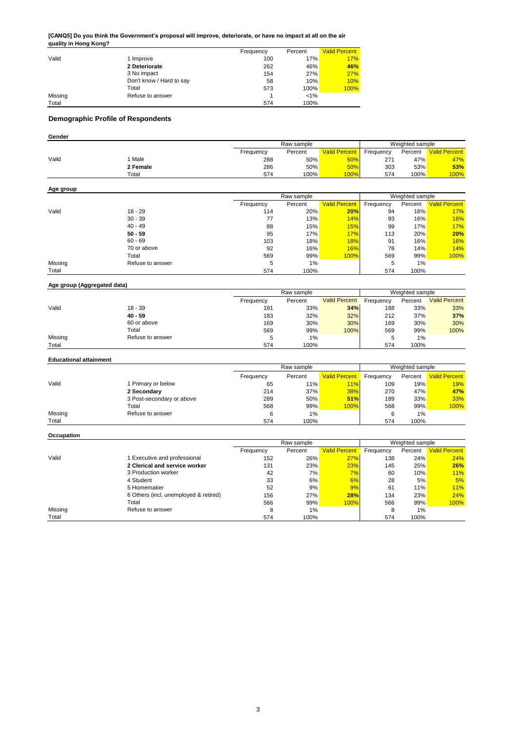**[CANQ5] Do you think the Government's proposal will improve, deteriorate, or have no impact at all on the air quality in Hong Kong?**

| | | Frequency | Percent | Valid Percent |
|---|---|---|---|---|
| Valid | 1 Improve | 100 | 17% | 17% |
| | **2 Deteriorate** | 262 | 46% | **46%** |
| | 3 No impact | 154 | 27% | 27% |
| | Don't know / Hard to say | 58 | 10% | 10% |
| | Total | 573 | 100% | 100% |
| Missing | Refuse to answer | 1 | <1% | |
| Total | | 574 | 100% | |

## Demographic Profile of Respondents

**Gender**

| | | Raw sample | | | Weighted sample | | |
|---|---|---|---|---|---|---|---|
| | | Frequency | Percent | Valid Percent | Frequency | Percent | Valid Percent |
| Valid | 1 Male | 288 | 50% | 50% | 271 | 47% | 47% |
| | **2 Female** | 286 | 50% | 50% | 303 | 53% | **53%** |
| | Total | 574 | 100% | 100% | 574 | 100% | 100% |

**Age group**

| | | Raw sample | | | Weighted sample | | |
|---|---|---|---|---|---|---|---|
| | | Frequency | Percent | Valid Percent | Frequency | Percent | Valid Percent |
| Valid | 18 - 29 | 114 | 20% | **20%** | 94 | 16% | 17% |
| | 30 - 39 | 77 | 13% | 14% | 93 | 16% | 16% |
| | 40 - 49 | 88 | 15% | 15% | 99 | 17% | 17% |
| | **50 - 59** | 95 | 17% | 17% | 113 | 20% | **20%** |
| | 60 - 69 | 103 | 18% | 18% | 91 | 16% | 16% |
| | 70 or above | 92 | 16% | 16% | 78 | 14% | 14% |
| | Total | 569 | 99% | 100% | 569 | 99% | 100% |
| Missing | Refuse to answer | 5 | 1% | | 5 | 1% | |
| Total | | 574 | 100% | | 574 | 100% | |

**Age group (Aggregated data)**

| | | Raw sample | | | Weighted sample | | |
|---|---|---|---|---|---|---|---|
| | | Frequency | Percent | Valid Percent | Frequency | Percent | Valid Percent |
| Valid | 18 - 39 | 191 | 33% | **34%** | 188 | 33% | 33% |
| | **40 - 59** | 183 | 32% | 32% | 212 | 37% | **37%** |
| | 60 or above | 169 | 30% | 30% | 169 | 30% | 30% |
| | Total | 569 | 99% | 100% | 569 | 99% | 100% |
| Missing | Refuse to answer | 5 | 1% | | 5 | 1% | |
| Total | | 574 | 100% | | 574 | 100% | |

**Educational attainment**

| | | Raw sample | | | Weighted sample | | |
|---|---|---|---|---|---|---|---|
| | | Frequency | Percent | Valid Percent | Frequency | Percent | Valid Percent |
| Valid | 1 Primary or below | 65 | 11% | 11% | 109 | 19% | 19% |
| | **2 Secondary** | 214 | 37% | 38% | 270 | 47% | **47%** |
| | 3 Post-secondary or above | 289 | 50% | **51%** | 189 | 33% | 33% |
| | Total | 568 | 99% | 100% | 568 | 99% | 100% |
| Missing | Refuse to answer | 6 | 1% | | 6 | 1% | |
| Total | | 574 | 100% | | 574 | 100% | |

**Occupation**

| | | Raw sample | | | Weighted sample | | |
|---|---|---|---|---|---|---|---|
| | | Frequency | Percent | Valid Percent | Frequency | Percent | Valid Percent |
| Valid | 1 Executive and professional | 152 | 26% | 27% | 138 | 24% | 24% |
| | **2 Clerical and service worker** | 131 | 23% | 23% | 145 | 25% | **26%** |
| | 3 Production worker | 42 | 7% | 7% | 60 | 10% | 11% |
| | 4 Student | 33 | 6% | 6% | 28 | 5% | 5% |
| | 5 Homemaker | 52 | 9% | 9% | 61 | 11% | 11% |
| | 6 Others (incl. unemployed & retired) | 156 | 27% | **28%** | 134 | 23% | 24% |
| | Total | 566 | 99% | 100% | 566 | 99% | 100% |
| Missing | Refuse to answer | 8 | 1% | | 8 | 1% | |
| Total | | 574 | 100% | | 574 | 100% | |